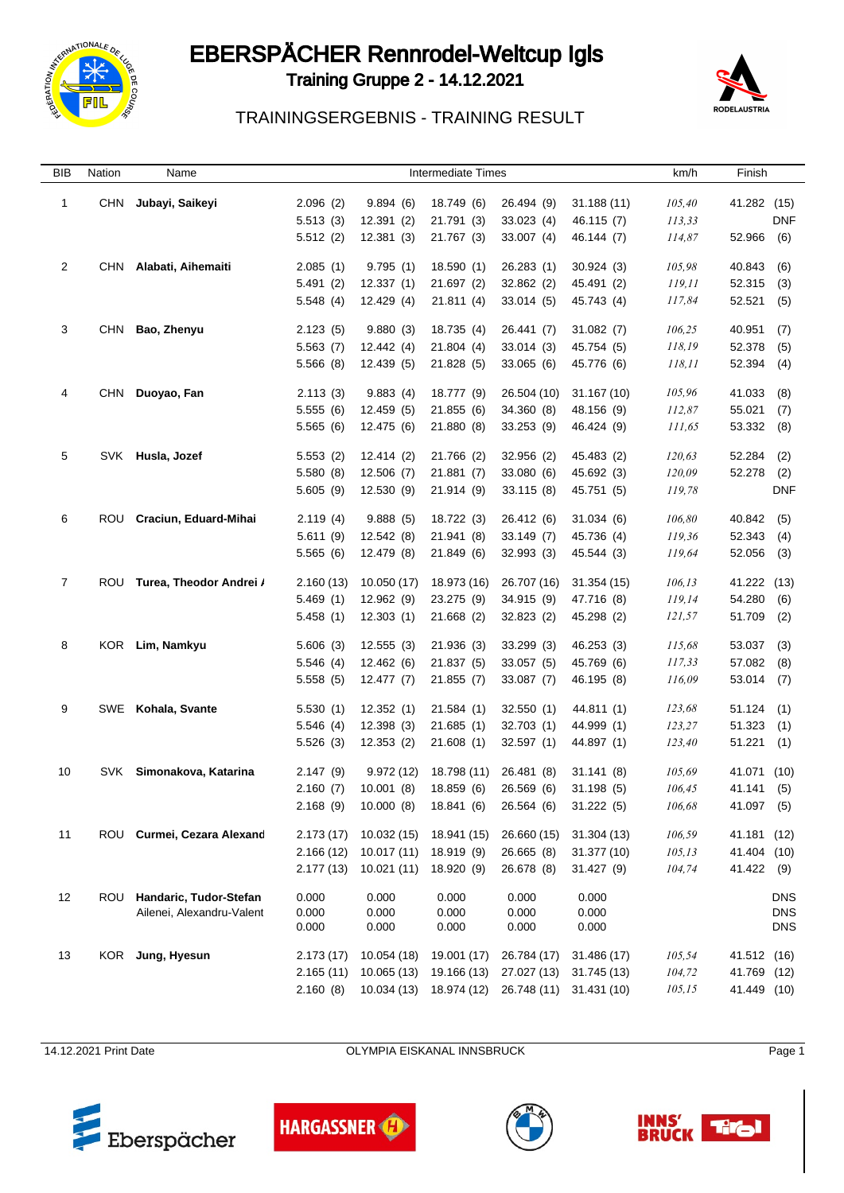# EBERSPÄCHER Rennrodel-Weltcup Igls

## Training Gruppe 2 - 14.12.2021

### TRAININGSERGEBNIS - TRAINING RESULT

| BIB | Nation | Name | Intermediate Times | | | | | km/h | Finish |
|---|---|---|---|---|---|---|---|---|---|
| 1 | CHN | **Jubayi, Saikeyi** | 2.096 (2) | 9.894 (6) | 18.749 (6) | 26.494 (9) | 31.188 (11) | 105,40 | 41.282 (15) |
| | | | 5.513 (3) | 12.391 (2) | 21.791 (3) | 33.023 (4) | 46.115 (7) | 113,33 | DNF |
| | | | 5.512 (2) | 12.381 (3) | 21.767 (3) | 33.007 (4) | 46.144 (7) | 114,87 | 52.966 (6) |
| 2 | CHN | **Alabati, Aihemaiti** | 2.085 (1) | 9.795 (1) | 18.590 (1) | 26.283 (1) | 30.924 (3) | 105,98 | 40.843 (6) |
| | | | 5.491 (2) | 12.337 (1) | 21.697 (2) | 32.862 (2) | 45.491 (2) | 119,11 | 52.315 (3) |
| | | | 5.548 (4) | 12.429 (4) | 21.811 (4) | 33.014 (5) | 45.743 (4) | 117,84 | 52.521 (5) |
| 3 | CHN | **Bao, Zhenyu** | 2.123 (5) | 9.880 (3) | 18.735 (4) | 26.441 (7) | 31.082 (7) | 106,25 | 40.951 (7) |
| | | | 5.563 (7) | 12.442 (4) | 21.804 (4) | 33.014 (3) | 45.754 (5) | 118,19 | 52.378 (5) |
| | | | 5.566 (8) | 12.439 (5) | 21.828 (5) | 33.065 (6) | 45.776 (6) | 118,11 | 52.394 (4) |
| 4 | CHN | **Duoyao, Fan** | 2.113 (3) | 9.883 (4) | 18.777 (9) | 26.504 (10) | 31.167 (10) | 105,96 | 41.033 (8) |
| | | | 5.555 (6) | 12.459 (5) | 21.855 (6) | 34.360 (8) | 48.156 (9) | 112,87 | 55.021 (7) |
| | | | 5.565 (6) | 12.475 (6) | 21.880 (8) | 33.253 (9) | 46.424 (9) | 111,65 | 53.332 (8) |
| 5 | SVK | **Husla, Jozef** | 5.553 (2) | 12.414 (2) | 21.766 (2) | 32.956 (2) | 45.483 (2) | 120,63 | 52.284 (2) |
| | | | 5.580 (8) | 12.506 (7) | 21.881 (7) | 33.080 (6) | 45.692 (3) | 120,09 | 52.278 (2) |
| | | | 5.605 (9) | 12.530 (9) | 21.914 (9) | 33.115 (8) | 45.751 (5) | 119,78 | DNF |
| 6 | ROU | **Craciun, Eduard-Mihai** | 2.119 (4) | 9.888 (5) | 18.722 (3) | 26.412 (6) | 31.034 (6) | 106,80 | 40.842 (5) |
| | | | 5.611 (9) | 12.542 (8) | 21.941 (8) | 33.149 (7) | 45.736 (4) | 119,36 | 52.343 (4) |
| | | | 5.565 (6) | 12.479 (8) | 21.849 (6) | 32.993 (3) | 45.544 (3) | 119,64 | 52.056 (3) |
| 7 | ROU | **Turea, Theodor Andrei /** | 2.160 (13) | 10.050 (17) | 18.973 (16) | 26.707 (16) | 31.354 (15) | 106,13 | 41.222 (13) |
| | | | 5.469 (1) | 12.962 (9) | 23.275 (9) | 34.915 (9) | 47.716 (8) | 119,14 | 54.280 (6) |
| | | | 5.458 (1) | 12.303 (1) | 21.668 (2) | 32.823 (2) | 45.298 (2) | 121,57 | 51.709 (2) |
| 8 | KOR | **Lim, Namkyu** | 5.606 (3) | 12.555 (3) | 21.936 (3) | 33.299 (3) | 46.253 (3) | 115,68 | 53.037 (3) |
| | | | 5.546 (4) | 12.462 (6) | 21.837 (5) | 33.057 (5) | 45.769 (6) | 117,33 | 57.082 (8) |
| | | | 5.558 (5) | 12.477 (7) | 21.855 (7) | 33.087 (7) | 46.195 (8) | 116,09 | 53.014 (7) |
| 9 | SWE | **Kohala, Svante** | 5.530 (1) | 12.352 (1) | 21.584 (1) | 32.550 (1) | 44.811 (1) | 123,68 | 51.124 (1) |
| | | | 5.546 (4) | 12.398 (3) | 21.685 (1) | 32.703 (1) | 44.999 (1) | 123,27 | 51.323 (1) |
| | | | 5.526 (3) | 12.353 (2) | 21.608 (1) | 32.597 (1) | 44.897 (1) | 123,40 | 51.221 (1) |
| 10 | SVK | **Simonakova, Katarina** | 2.147 (9) | 9.972 (12) | 18.798 (11) | 26.481 (8) | 31.141 (8) | 105,69 | 41.071 (10) |
| | | | 2.160 (7) | 10.001 (8) | 18.859 (6) | 26.569 (6) | 31.198 (5) | 106,45 | 41.141 (5) |
| | | | 2.168 (9) | 10.000 (8) | 18.841 (6) | 26.564 (6) | 31.222 (5) | 106,68 | 41.097 (5) |
| 11 | ROU | **Curmei, Cezara Alexand** | 2.173 (17) | 10.032 (15) | 18.941 (15) | 26.660 (15) | 31.304 (13) | 106,59 | 41.181 (12) |
| | | | 2.166 (12) | 10.017 (11) | 18.919 (9) | 26.665 (8) | 31.377 (10) | 105,13 | 41.404 (10) |
| | | | 2.177 (13) | 10.021 (11) | 18.920 (9) | 26.678 (8) | 31.427 (9) | 104,74 | 41.422 (9) |
| 12 | ROU | **Handaric, Tudor-Stefan** | 0.000 | 0.000 | 0.000 | 0.000 | 0.000 | | DNS |
| | | Ailenei, Alexandru-Valent | 0.000 | 0.000 | 0.000 | 0.000 | 0.000 | | DNS |
| | | | 0.000 | 0.000 | 0.000 | 0.000 | 0.000 | | DNS |
| 13 | KOR | **Jung, Hyesun** | 2.173 (17) | 10.054 (18) | 19.001 (17) | 26.784 (17) | 31.486 (17) | 105,54 | 41.512 (16) |
| | | | 2.165 (11) | 10.065 (13) | 19.166 (13) | 27.027 (13) | 31.745 (13) | 104,72 | 41.769 (12) |
| | | | 2.160 (8) | 10.034 (13) | 18.974 (12) | 26.748 (11) | 31.431 (10) | 105,15 | 41.449 (10) |

14.12.2021 Print Date — OLYMPIA EISKANAL INNSBRUCK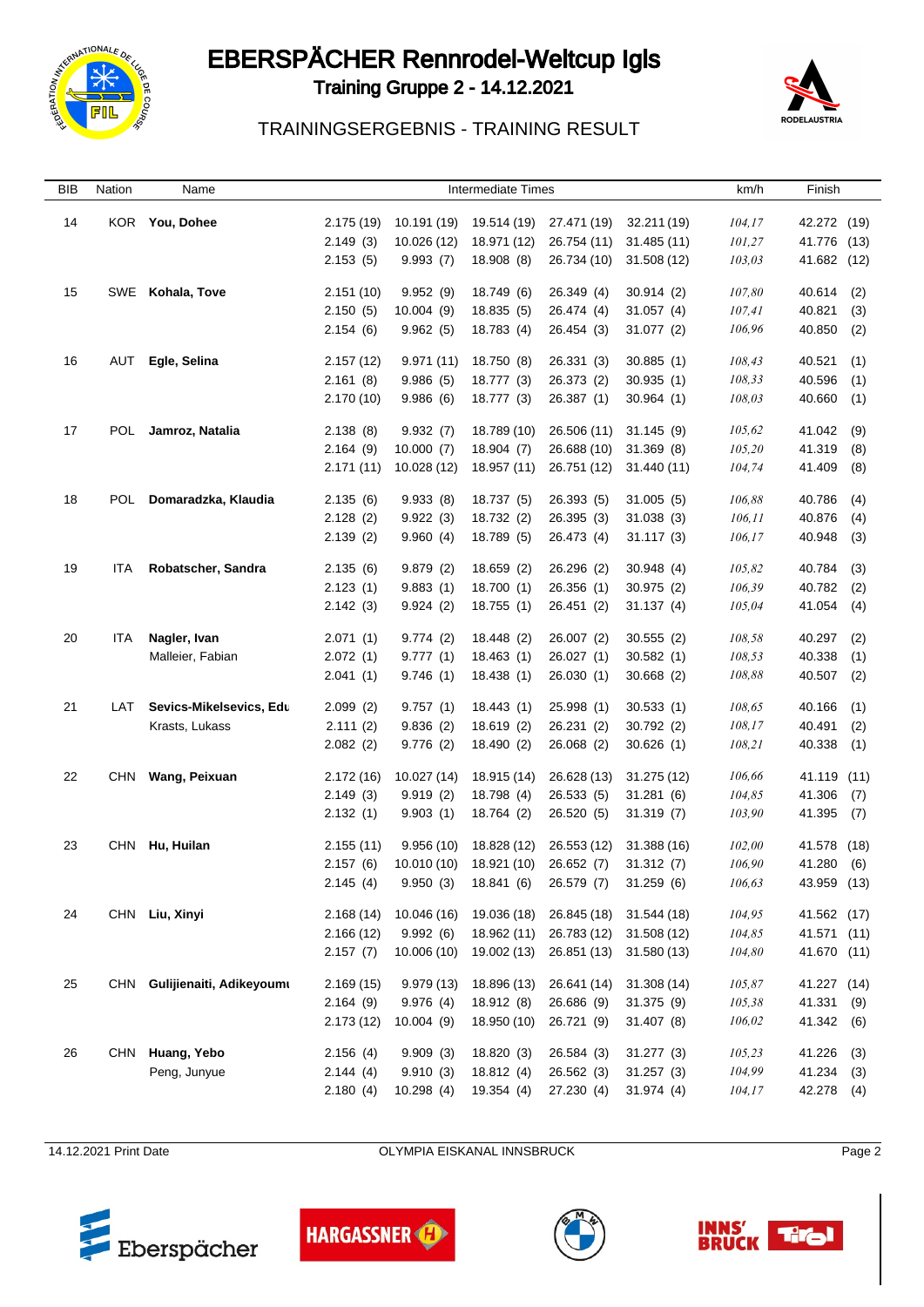# EBERSPÄCHER Rennrodel-Weltcup Igls

**Training Gruppe 2 - 14.12.2021**

TRAININGSERGEBNIS - TRAINING RESULT

| BIB | Nation | Name | Intermediate Times | | | | | km/h | Finish |
|---|---|---|---|---|---|---|---|---|---|
| 14 | KOR | **You, Dohee** | 2.175 (19) | 10.191 (19) | 19.514 (19) | 27.471 (19) | 32.211 (19) | *104,17* | 42.272 (19) |
| | | | 2.149 (3) | 10.026 (12) | 18.971 (12) | 26.754 (11) | 31.485 (11) | *101,27* | 41.776 (13) |
| | | | 2.153 (5) | 9.993 (7) | 18.908 (8) | 26.734 (10) | 31.508 (12) | *103,03* | 41.682 (12) |
| 15 | SWE | **Kohala, Tove** | 2.151 (10) | 9.952 (9) | 18.749 (6) | 26.349 (4) | 30.914 (2) | *107,80* | 40.614 (2) |
| | | | 2.150 (5) | 10.004 (9) | 18.835 (5) | 26.474 (4) | 31.057 (4) | *107,41* | 40.821 (3) |
| | | | 2.154 (6) | 9.962 (5) | 18.783 (4) | 26.454 (3) | 31.077 (2) | *106,96* | 40.850 (2) |
| 16 | AUT | **Egle, Selina** | 2.157 (12) | 9.971 (11) | 18.750 (8) | 26.331 (3) | 30.885 (1) | *108,43* | 40.521 (1) |
| | | | 2.161 (8) | 9.986 (5) | 18.777 (3) | 26.373 (2) | 30.935 (1) | *108,33* | 40.596 (1) |
| | | | 2.170 (10) | 9.986 (6) | 18.777 (3) | 26.387 (1) | 30.964 (1) | *108,03* | 40.660 (1) |
| 17 | POL | **Jamroz, Natalia** | 2.138 (8) | 9.932 (7) | 18.789 (10) | 26.506 (11) | 31.145 (9) | *105,62* | 41.042 (9) |
| | | | 2.164 (9) | 10.000 (7) | 18.904 (7) | 26.688 (10) | 31.369 (8) | *105,20* | 41.319 (8) |
| | | | 2.171 (11) | 10.028 (12) | 18.957 (11) | 26.751 (12) | 31.440 (11) | *104,74* | 41.409 (8) |
| 18 | POL | **Domaradzka, Klaudia** | 2.135 (6) | 9.933 (8) | 18.737 (5) | 26.393 (5) | 31.005 (5) | *106,88* | 40.786 (4) |
| | | | 2.128 (2) | 9.922 (3) | 18.732 (2) | 26.395 (3) | 31.038 (3) | *106,11* | 40.876 (4) |
| | | | 2.139 (2) | 9.960 (4) | 18.789 (5) | 26.473 (4) | 31.117 (3) | *106,17* | 40.948 (3) |
| 19 | ITA | **Robatscher, Sandra** | 2.135 (6) | 9.879 (2) | 18.659 (2) | 26.296 (2) | 30.948 (4) | *105,82* | 40.784 (3) |
| | | | 2.123 (1) | 9.883 (1) | 18.700 (1) | 26.356 (1) | 30.975 (2) | *106,39* | 40.782 (2) |
| | | | 2.142 (3) | 9.924 (2) | 18.755 (1) | 26.451 (2) | 31.137 (4) | *105,04* | 41.054 (4) |
| 20 | ITA | **Nagler, Ivan** | 2.071 (1) | 9.774 (2) | 18.448 (2) | 26.007 (2) | 30.555 (2) | *108,58* | 40.297 (2) |
| | | Malleier, Fabian | 2.072 (1) | 9.777 (1) | 18.463 (1) | 26.027 (1) | 30.582 (1) | *108,53* | 40.338 (1) |
| | | | 2.041 (1) | 9.746 (1) | 18.438 (1) | 26.030 (1) | 30.668 (2) | *108,88* | 40.507 (2) |
| 21 | LAT | **Sevics-Mikelsevics, Edu** | 2.099 (2) | 9.757 (1) | 18.443 (1) | 25.998 (1) | 30.533 (1) | *108,65* | 40.166 (1) |
| | | Krasts, Lukass | 2.111 (2) | 9.836 (2) | 18.619 (2) | 26.231 (2) | 30.792 (2) | *108,17* | 40.491 (2) |
| | | | 2.082 (2) | 9.776 (2) | 18.490 (2) | 26.068 (2) | 30.626 (1) | *108,21* | 40.338 (1) |
| 22 | CHN | **Wang, Peixuan** | 2.172 (16) | 10.027 (14) | 18.915 (14) | 26.628 (13) | 31.275 (12) | *106,66* | 41.119 (11) |
| | | | 2.149 (3) | 9.919 (2) | 18.798 (4) | 26.533 (5) | 31.281 (6) | *104,85* | 41.306 (7) |
| | | | 2.132 (1) | 9.903 (1) | 18.764 (2) | 26.520 (5) | 31.319 (7) | *103,90* | 41.395 (7) |
| 23 | CHN | **Hu, Huilan** | 2.155 (11) | 9.956 (10) | 18.828 (12) | 26.553 (12) | 31.388 (16) | *102,00* | 41.578 (18) |
| | | | 2.157 (6) | 10.010 (10) | 18.921 (10) | 26.652 (7) | 31.312 (7) | *106,90* | 41.280 (6) |
| | | | 2.145 (4) | 9.950 (3) | 18.841 (6) | 26.579 (7) | 31.259 (6) | *106,63* | 43.959 (13) |
| 24 | CHN | **Liu, Xinyi** | 2.168 (14) | 10.046 (16) | 19.036 (18) | 26.845 (18) | 31.544 (18) | *104,95* | 41.562 (17) |
| | | | 2.166 (12) | 9.992 (6) | 18.962 (11) | 26.783 (12) | 31.508 (12) | *104,85* | 41.571 (11) |
| | | | 2.157 (7) | 10.006 (10) | 19.002 (13) | 26.851 (13) | 31.580 (13) | *104,80* | 41.670 (11) |
| 25 | CHN | **Gulijienaiti, Adikeyoumu** | 2.169 (15) | 9.979 (13) | 18.896 (13) | 26.641 (14) | 31.308 (14) | *105,87* | 41.227 (14) |
| | | | 2.164 (9) | 9.976 (4) | 18.912 (8) | 26.686 (9) | 31.375 (9) | *105,38* | 41.331 (9) |
| | | | 2.173 (12) | 10.004 (9) | 18.950 (10) | 26.721 (9) | 31.407 (8) | *106,02* | 41.342 (6) |
| 26 | CHN | **Huang, Yebo** | 2.156 (4) | 9.909 (3) | 18.820 (3) | 26.584 (3) | 31.277 (3) | *105,23* | 41.226 (3) |
| | | Peng, Junyue | 2.144 (4) | 9.910 (3) | 18.812 (4) | 26.562 (3) | 31.257 (3) | *104,99* | 41.234 (3) |
| | | | 2.180 (4) | 10.298 (4) | 19.354 (4) | 27.230 (4) | 31.974 (4) | *104,17* | 42.278 (4) |

14.12.2021 Print Date — OLYMPIA EISKANAL INNSBRUCK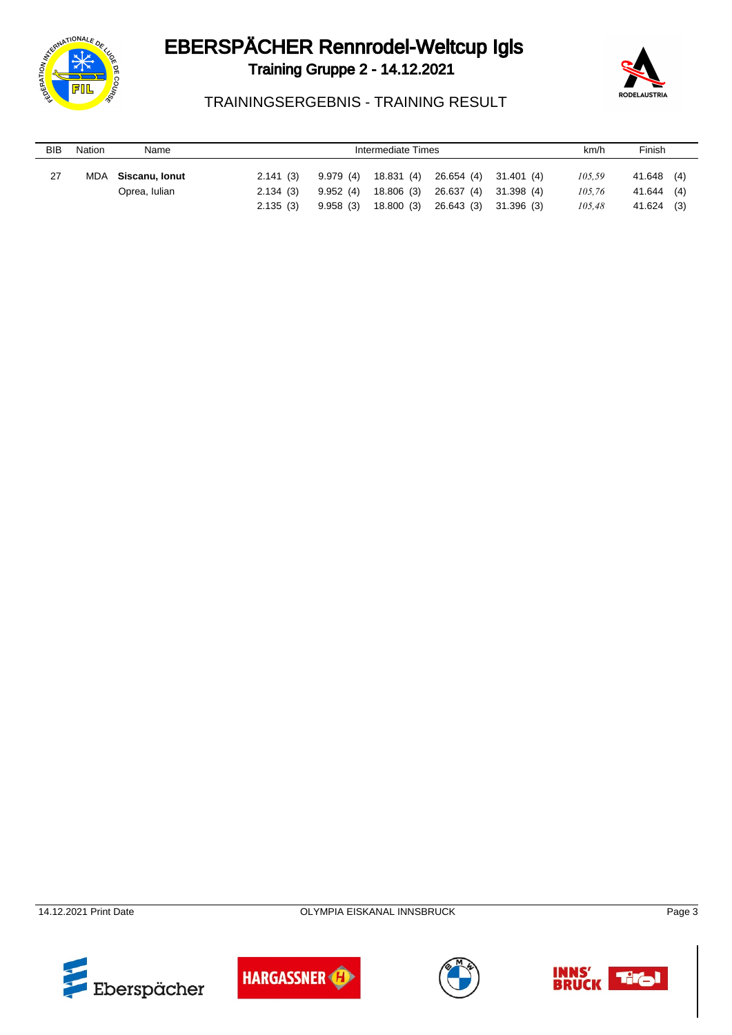# EBERSPÄCHER Rennrodel-Weltcup Igls

## Training Gruppe 2 - 14.12.2021

### TRAININGSERGEBNIS - TRAINING RESULT

| BIB | Nation | Name | Intermediate Times | | | | | km/h | Finish |
|---|---|---|---|---|---|---|---|---|---|
| 27 | MDA | **Siscanu, Ionut** | 2.141 (3) | 9.979 (4) | 18.831 (4) | 26.654 (4) | 31.401 (4) | *105,59* | 41.648 (4) |
| | | Oprea, Iulian | 2.134 (3) | 9.952 (4) | 18.806 (3) | 26.637 (4) | 31.398 (4) | *105,76* | 41.644 (4) |
| | | | 2.135 (3) | 9.958 (3) | 18.800 (3) | 26.643 (3) | 31.396 (3) | *105,48* | 41.624 (3) |

14.12.2021 Print Date

OLYMPIA EISKANAL INNSBRUCK